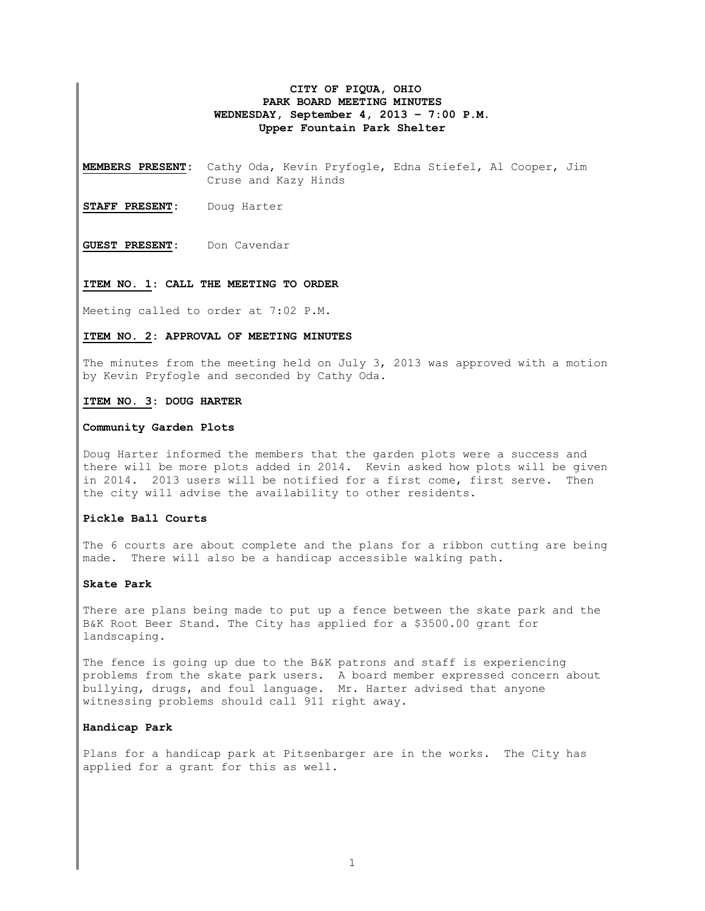# CITY OF PIQUA, OHIO
## PARK BOARD MEETING MINUTES
## WEDNESDAY, September 4, 2013 – 7:00 P.M.
## Upper Fountain Park Shelter

**MEMBERS PRESENT:** Cathy Oda, Kevin Pryfogle, Edna Stiefel, Al Cooper, Jim Cruse and Kazy Hinds

**STAFF PRESENT:** Doug Harter

**GUEST PRESENT:** Don Cavendar

**ITEM NO. 1: CALL THE MEETING TO ORDER**

Meeting called to order at 7:02 P.M.

**ITEM NO. 2: APPROVAL OF MEETING MINUTES**

The minutes from the meeting held on July 3, 2013 was approved with a motion by Kevin Pryfogle and seconded by Cathy Oda.

**ITEM NO. 3: DOUG HARTER**

**Community Garden Plots**

Doug Harter informed the members that the garden plots were a success and there will be more plots added in 2014. Kevin asked how plots will be given in 2014. 2013 users will be notified for a first come, first serve. Then the city will advise the availability to other residents.

**Pickle Ball Courts**

The 6 courts are about complete and the plans for a ribbon cutting are being made. There will also be a handicap accessible walking path.

**Skate Park**

There are plans being made to put up a fence between the skate park and the B&K Root Beer Stand. The City has applied for a $3500.00 grant for landscaping.

The fence is going up due to the B&K patrons and staff is experiencing problems from the skate park users. A board member expressed concern about bullying, drugs, and foul language. Mr. Harter advised that anyone witnessing problems should call 911 right away.

**Handicap Park**

Plans for a handicap park at Pitsenbarger are in the works. The City has applied for a grant for this as well.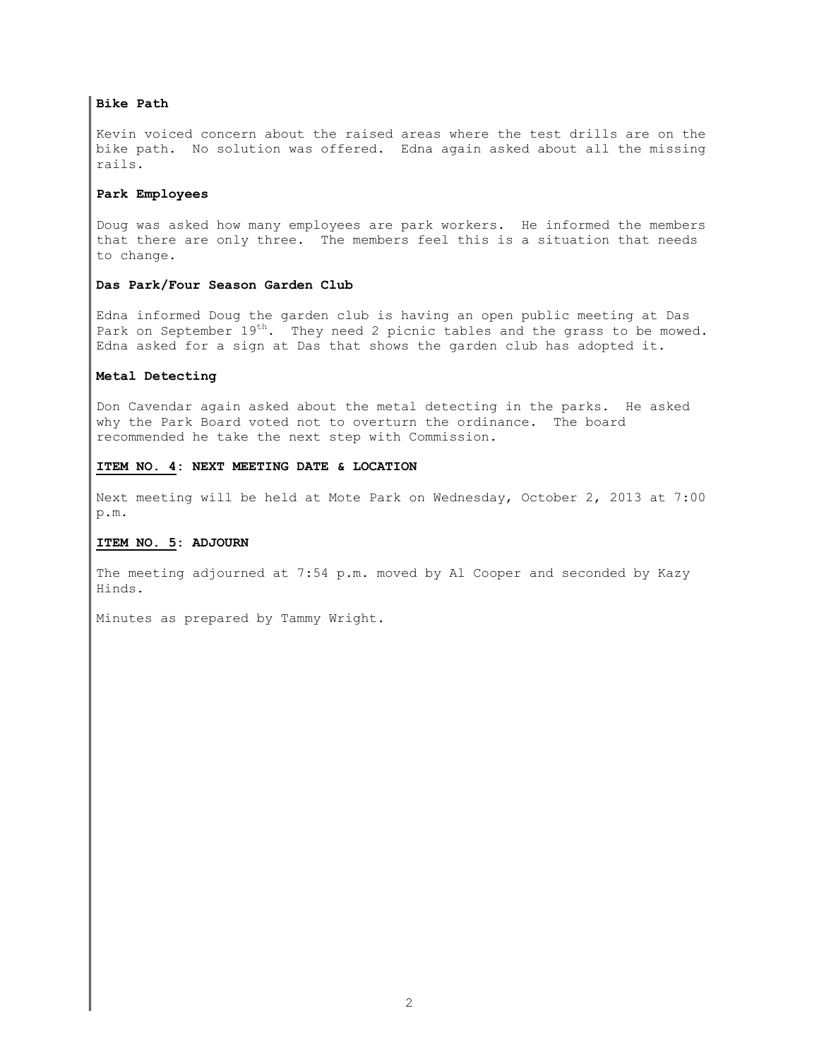**Bike Path**

Kevin voiced concern about the raised areas where the test drills are on the bike path. No solution was offered. Edna again asked about all the missing rails.

**Park Employees**

Doug was asked how many employees are park workers. He informed the members that there are only three. The members feel this is a situation that needs to change.

**Das Park/Four Season Garden Club**

Edna informed Doug the garden club is having an open public meeting at Das Park on September 19th. They need 2 picnic tables and the grass to be mowed. Edna asked for a sign at Das that shows the garden club has adopted it.

**Metal Detecting**

Don Cavendar again asked about the metal detecting in the parks. He asked why the Park Board voted not to overturn the ordinance. The board recommended he take the next step with Commission.

**ITEM NO. 4: NEXT MEETING DATE & LOCATION**

Next meeting will be held at Mote Park on Wednesday, October 2, 2013 at 7:00 p.m.

**ITEM NO. 5: ADJOURN**

The meeting adjourned at 7:54 p.m. moved by Al Cooper and seconded by Kazy Hinds.

Minutes as prepared by Tammy Wright.